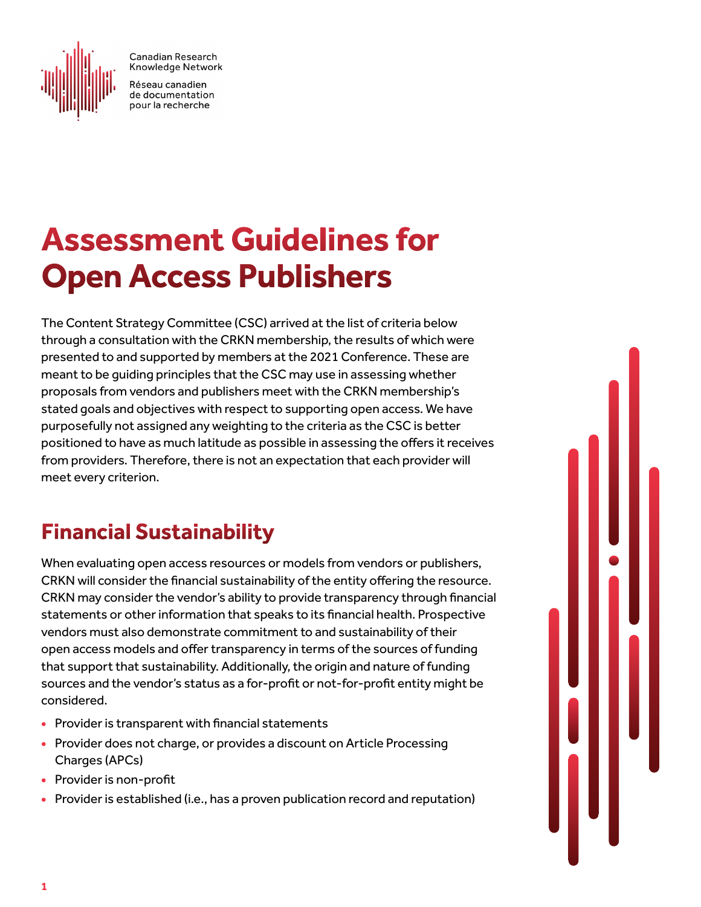Canadian Research Knowledge Network

Réseau canadien de documentation pour la recherche

# Assessment Guidelines for Open Access Publishers

The Content Strategy Committee (CSC) arrived at the list of criteria below through a consultation with the CRKN membership, the results of which were presented to and supported by members at the 2021 Conference. These are meant to be guiding principles that the CSC may use in assessing whether proposals from vendors and publishers meet with the CRKN membership's stated goals and objectives with respect to supporting open access. We have purposefully not assigned any weighting to the criteria as the CSC is better positioned to have as much latitude as possible in assessing the offers it receives from providers. Therefore, there is not an expectation that each provider will meet every criterion.

## Financial Sustainability

When evaluating open access resources or models from vendors or publishers, CRKN will consider the financial sustainability of the entity offering the resource. CRKN may consider the vendor's ability to provide transparency through financial statements or other information that speaks to its financial health. Prospective vendors must also demonstrate commitment to and sustainability of their open access models and offer transparency in terms of the sources of funding that support that sustainability. Additionally, the origin and nature of funding sources and the vendor's status as a for-profit or not-for-profit entity might be considered.

- Provider is transparent with financial statements
- Provider does not charge, or provides a discount on Article Processing Charges (APCs)
- Provider is non-profit
- Provider is established (i.e., has a proven publication record and reputation)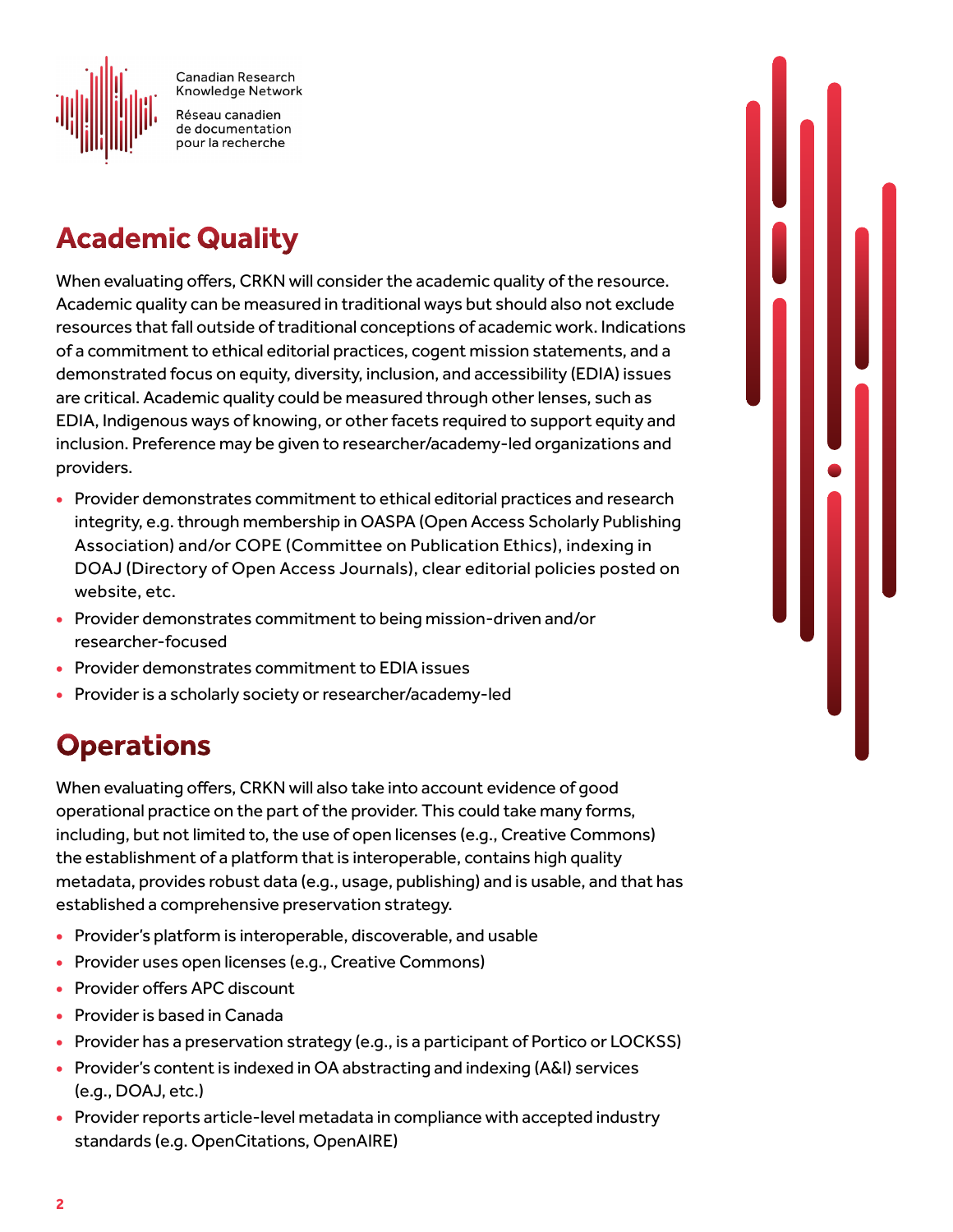Canadian Research Knowledge Network

Réseau canadien de documentation pour la recherche

## Academic Quality

When evaluating offers, CRKN will consider the academic quality of the resource. Academic quality can be measured in traditional ways but should also not exclude resources that fall outside of traditional conceptions of academic work. Indications of a commitment to ethical editorial practices, cogent mission statements, and a demonstrated focus on equity, diversity, inclusion, and accessibility (EDIA) issues are critical. Academic quality could be measured through other lenses, such as EDIA, Indigenous ways of knowing, or other facets required to support equity and inclusion. Preference may be given to researcher/academy-led organizations and providers.

- Provider demonstrates commitment to ethical editorial practices and research integrity, e.g. through membership in OASPA (Open Access Scholarly Publishing Association) and/or COPE (Committee on Publication Ethics), indexing in DOAJ (Directory of Open Access Journals), clear editorial policies posted on website, etc.
- Provider demonstrates commitment to being mission-driven and/or researcher-focused
- Provider demonstrates commitment to EDIA issues
- Provider is a scholarly society or researcher/academy-led

## Operations

When evaluating offers, CRKN will also take into account evidence of good operational practice on the part of the provider. This could take many forms, including, but not limited to, the use of open licenses (e.g., Creative Commons) the establishment of a platform that is interoperable, contains high quality metadata, provides robust data (e.g., usage, publishing) and is usable, and that has established a comprehensive preservation strategy.

- Provider's platform is interoperable, discoverable, and usable
- Provider uses open licenses (e.g., Creative Commons)
- Provider offers APC discount
- Provider is based in Canada
- Provider has a preservation strategy (e.g., is a participant of Portico or LOCKSS)
- Provider's content is indexed in OA abstracting and indexing (A&I) services (e.g., DOAJ, etc.)
- Provider reports article-level metadata in compliance with accepted industry standards (e.g. OpenCitations, OpenAIRE)